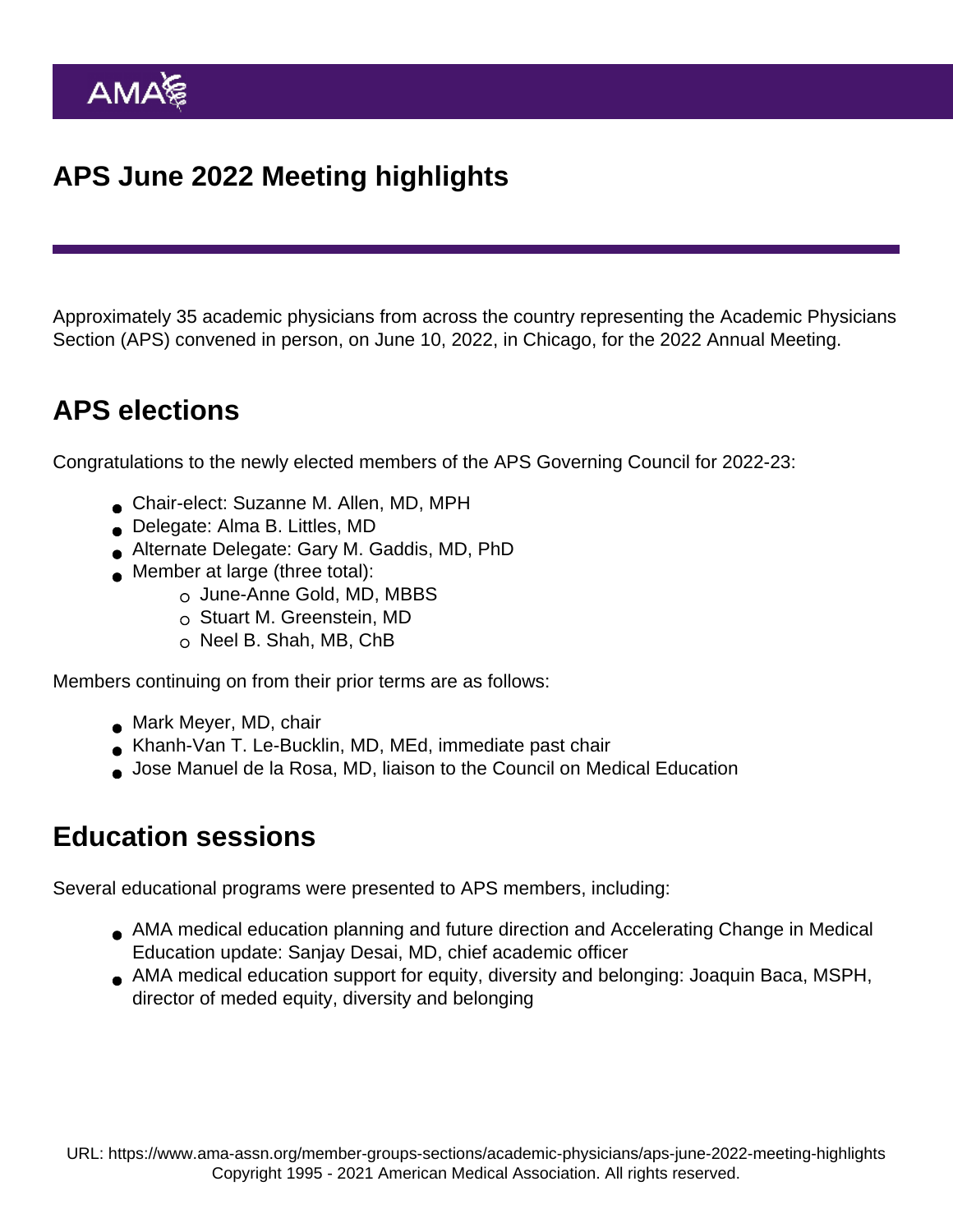# APS June 2022 Meeting highlights

Approximately 35 academic physicians from across the country representing the Academic Physicians Section (APS) convened in person, on June 10, 2022, in Chicago, for the 2022 Annual Meeting.

## APS elections

Congratulations to the newly elected members of the APS Governing Council for 2022-23:

- Chair-elect: Suzanne M. Allen, MD, MPH
- Delegate: Alma B. Littles, MD
- Alternate Delegate: Gary M. Gaddis, MD, PhD
- Member at large (three total):
  - June-Anne Gold, MD, MBBS
  - Stuart M. Greenstein, MD
  - Neel B. Shah, MB, ChB

Members continuing on from their prior terms are as follows:

- Mark Meyer, MD, chair
- Khanh-Van T. Le-Bucklin, MD, MEd, immediate past chair
- Jose Manuel de la Rosa, MD, liaison to the Council on Medical Education

## Education sessions

Several educational programs were presented to APS members, including:

- AMA medical education planning and future direction and Accelerating Change in Medical Education update: Sanjay Desai, MD, chief academic officer
- AMA medical education support for equity, diversity and belonging: Joaquin Baca, MSPH, director of meded equity, diversity and belonging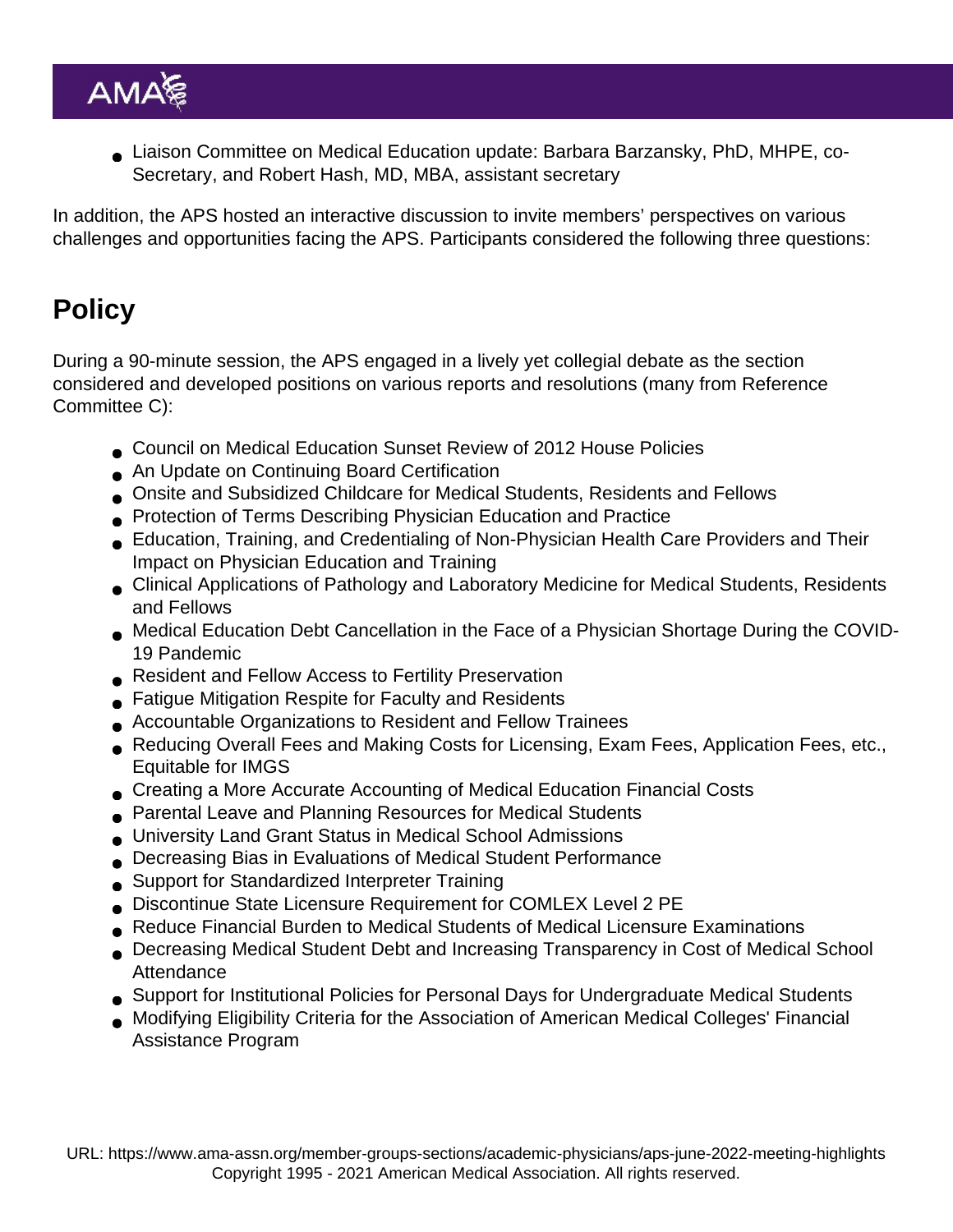- Liaison Committee on Medical Education update: Barbara Barzansky, PhD, MHPE, co-Secretary, and Robert Hash, MD, MBA, assistant secretary

In addition, the APS hosted an interactive discussion to invite members' perspectives on various challenges and opportunities facing the APS. Participants considered the following three questions:

## Policy

During a 90-minute session, the APS engaged in a lively yet collegial debate as the section considered and developed positions on various reports and resolutions (many from Reference Committee C):

- Council on Medical Education Sunset Review of 2012 House Policies
- An Update on Continuing Board Certification
- Onsite and Subsidized Childcare for Medical Students, Residents and Fellows
- Protection of Terms Describing Physician Education and Practice
- Education, Training, and Credentialing of Non-Physician Health Care Providers and Their Impact on Physician Education and Training
- Clinical Applications of Pathology and Laboratory Medicine for Medical Students, Residents and Fellows
- Medical Education Debt Cancellation in the Face of a Physician Shortage During the COVID-19 Pandemic
- Resident and Fellow Access to Fertility Preservation
- Fatigue Mitigation Respite for Faculty and Residents
- Accountable Organizations to Resident and Fellow Trainees
- Reducing Overall Fees and Making Costs for Licensing, Exam Fees, Application Fees, etc., Equitable for IMGS
- Creating a More Accurate Accounting of Medical Education Financial Costs
- Parental Leave and Planning Resources for Medical Students
- University Land Grant Status in Medical School Admissions
- Decreasing Bias in Evaluations of Medical Student Performance
- Support for Standardized Interpreter Training
- Discontinue State Licensure Requirement for COMLEX Level 2 PE
- Reduce Financial Burden to Medical Students of Medical Licensure Examinations
- Decreasing Medical Student Debt and Increasing Transparency in Cost of Medical School Attendance
- Support for Institutional Policies for Personal Days for Undergraduate Medical Students
- Modifying Eligibility Criteria for the Association of American Medical Colleges' Financial Assistance Program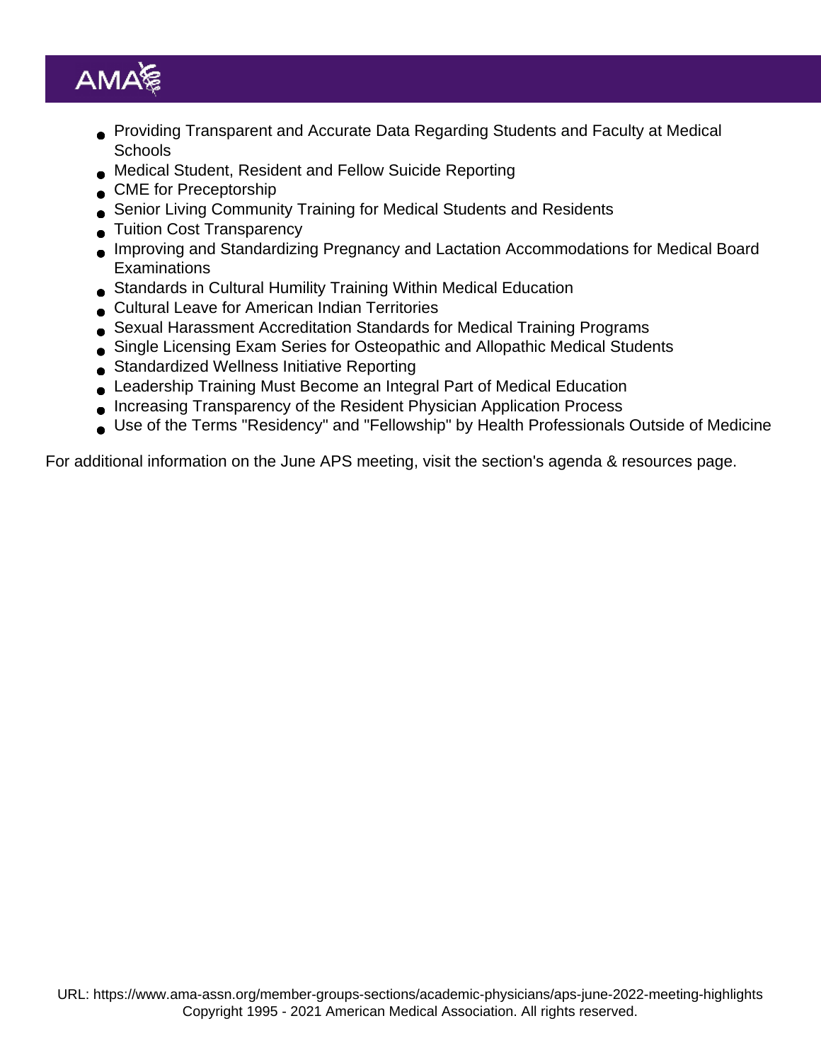- Providing Transparent and Accurate Data Regarding Students and Faculty at Medical Schools
- Medical Student, Resident and Fellow Suicide Reporting
- CME for Preceptorship
- Senior Living Community Training for Medical Students and Residents
- Tuition Cost Transparency
- Improving and Standardizing Pregnancy and Lactation Accommodations for Medical Board Examinations
- Standards in Cultural Humility Training Within Medical Education
- Cultural Leave for American Indian Territories
- Sexual Harassment Accreditation Standards for Medical Training Programs
- Single Licensing Exam Series for Osteopathic and Allopathic Medical Students
- Standardized Wellness Initiative Reporting
- Leadership Training Must Become an Integral Part of Medical Education
- Increasing Transparency of the Resident Physician Application Process
- Use of the Terms "Residency" and "Fellowship" by Health Professionals Outside of Medicine

For additional information on the June APS meeting, visit the section's agenda & resources page.